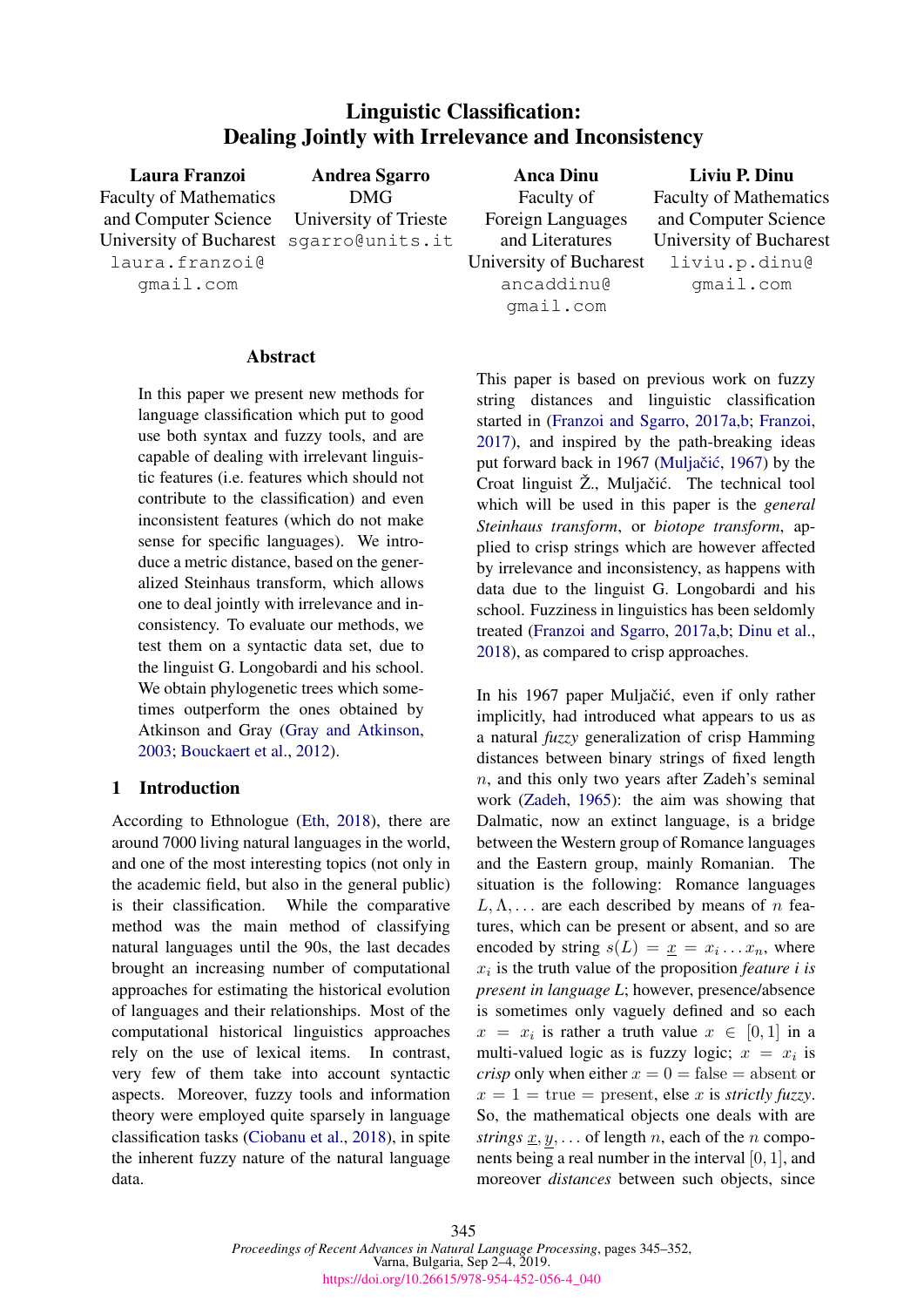# Linguistic Classification: Dealing Jointly with Irrelevance and Inconsistency

**Laura Franzoi**
Faculty of Mathematics and Computer Science
University of Bucharest
laura.franzoi@gmail.com

**Andrea Sgarro**
DMG
University of Trieste
sgarro@units.it

**Anca Dinu**
Faculty of Foreign Languages and Literatures
University of Bucharest
ancaddinu@gmail.com

**Liviu P. Dinu**
Faculty of Mathematics and Computer Science
University of Bucharest
liviu.p.dinu@gmail.com

## Abstract

In this paper we present new methods for language classification which put to good use both syntax and fuzzy tools, and are capable of dealing with irrelevant linguistic features (i.e. features which should not contribute to the classification) and even inconsistent features (which do not make sense for specific languages). We introduce a metric distance, based on the generalized Steinhaus transform, which allows one to deal jointly with irrelevance and inconsistency. To evaluate our methods, we test them on a syntactic data set, due to the linguist G. Longobardi and his school. We obtain phylogenetic trees which sometimes outperform the ones obtained by Atkinson and Gray (Gray and Atkinson, 2003; Bouckaert et al., 2012).

## 1 Introduction

According to Ethnologue (Eth, 2018), there are around 7000 living natural languages in the world, and one of the most interesting topics (not only in the academic field, but also in the general public) is their classification. While the comparative method was the main method of classifying natural languages until the 90s, the last decades brought an increasing number of computational approaches for estimating the historical evolution of languages and their relationships. Most of the computational historical linguistics approaches rely on the use of lexical items. In contrast, very few of them take into account syntactic aspects. Moreover, fuzzy tools and information theory were employed quite sparsely in language classification tasks (Ciobanu et al., 2018), in spite the inherent fuzzy nature of the natural language data.

This paper is based on previous work on fuzzy string distances and linguistic classification started in (Franzoi and Sgarro, 2017a,b; Franzoi, 2017), and inspired by the path-breaking ideas put forward back in 1967 (Muljačić, 1967) by the Croat linguist Ž. Muljačić. The technical tool which will be used in this paper is the *general Steinhaus transform*, or *biotope transform*, applied to crisp strings which are however affected by irrelevance and inconsistency, as happens with data due to the linguist G. Longobardi and his school. Fuzziness in linguistics has been seldomly treated (Franzoi and Sgarro, 2017a,b; Dinu et al., 2018), as compared to crisp approaches.

In his 1967 paper Muljačić, even if only rather implicitly, had introduced what appears to us as a natural *fuzzy* generalization of crisp Hamming distances between binary strings of fixed length $n$, and this only two years after Zadeh's seminal work (Zadeh, 1965): the aim was showing that Dalmatic, now an extinct language, is a bridge between the Western group of Romance languages and the Eastern group, mainly Romanian. The situation is the following: Romance languages $L, \Lambda, \ldots$ are each described by means of $n$ features, which can be present or absent, and so are encoded by string $s(L) = \underline{x} = x_i \ldots x_n$, where $x_i$ is the truth value of the proposition *feature i is present in language L*; however, presence/absence is sometimes only vaguely defined and so each $x = x_i$ is rather a truth value $x \in [0, 1]$ in a multi-valued logic as is fuzzy logic; $x = x_i$ is *crisp* only when either $x = 0 = \text{false} = \text{absent}$ or $x = 1 = \text{true} = \text{present}$, else $x$ is *strictly fuzzy*. So, the mathematical objects one deals with are *strings* $\underline{x}, \underline{y}, \ldots$ of length $n$, each of the $n$ components being a real number in the interval $[0, 1]$, and moreover *distances* between such objects, since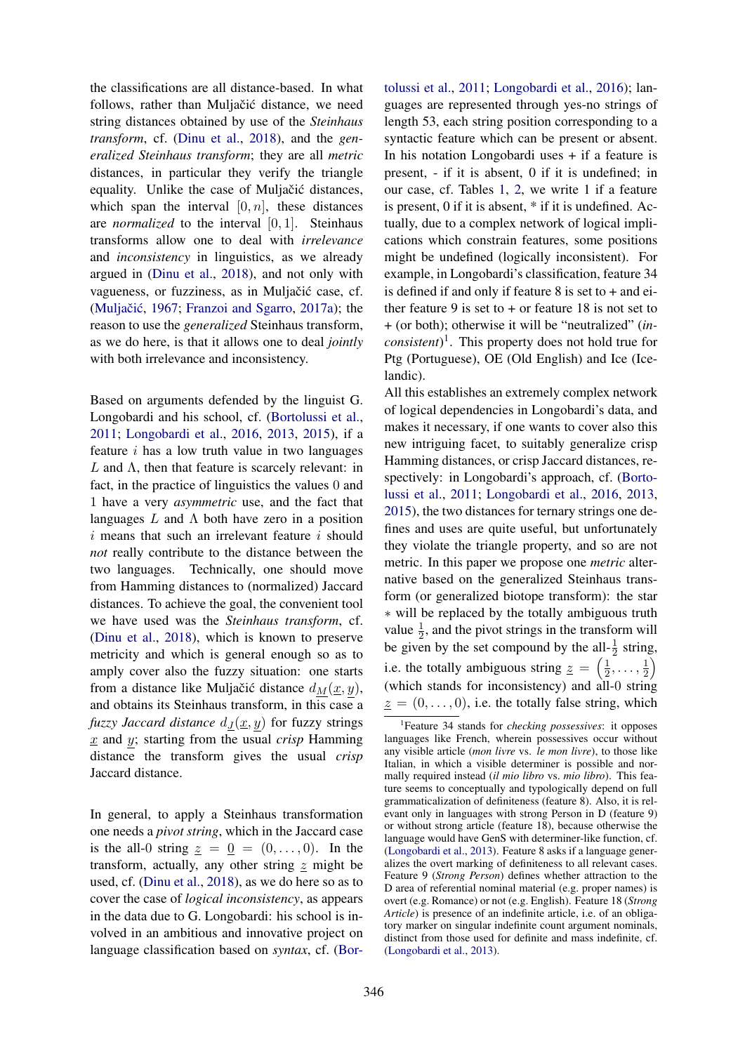the classifications are all distance-based. In what follows, rather than Muljačić distance, we need string distances obtained by use of the *Steinhaus transform*, cf. (Dinu et al., 2018), and the *generalized Steinhaus transform*; they are all *metric* distances, in particular they verify the triangle equality. Unlike the case of Muljačić distances, which span the interval $[0, n]$, these distances are *normalized* to the interval $[0, 1]$. Steinhaus transforms allow one to deal with *irrelevance* and *inconsistency* in linguistics, as we already argued in (Dinu et al., 2018), and not only with vagueness, or fuzziness, as in Muljačić case, cf. (Muljačić, 1967; Franzoi and Sgarro, 2017a); the reason to use the *generalized* Steinhaus transform, as we do here, is that it allows one to deal *jointly* with both irrelevance and inconsistency.

Based on arguments defended by the linguist G. Longobardi and his school, cf. (Bortolussi et al., 2011; Longobardi et al., 2016, 2013, 2015), if a feature $i$ has a low truth value in two languages $L$ and $\Lambda$, then that feature is scarcely relevant: in fact, in the practice of linguistics the values 0 and 1 have a very *asymmetric* use, and the fact that languages $L$ and $\Lambda$ both have zero in a position $i$ means that such an irrelevant feature $i$ should *not* really contribute to the distance between the two languages. Technically, one should move from Hamming distances to (normalized) Jaccard distances. To achieve the goal, the convenient tool we have used was the *Steinhaus transform*, cf. (Dinu et al., 2018), which is known to preserve metricity and which is general enough so as to amply cover also the fuzzy situation: one starts from a distance like Muljačić distance $d_M(\underline{x}, \underline{y})$, and obtains its Steinhaus transform, in this case a *fuzzy Jaccard distance* $d_J(\underline{x}, \underline{y})$ for fuzzy strings $\underline{x}$ and $\underline{y}$; starting from the usual *crisp* Hamming distance the transform gives the usual *crisp* Jaccard distance.

In general, to apply a Steinhaus transformation one needs a *pivot string*, which in the Jaccard case is the all-0 string $\underline{z} = \underline{0} = (0, \ldots, 0)$. In the transform, actually, any other string $\underline{z}$ might be used, cf. (Dinu et al., 2018), as we do here so as to cover the case of *logical inconsistency*, as appears in the data due to G. Longobardi: his school is involved in an ambitious and innovative project on language classification based on *syntax*, cf. (Bortolussi et al., 2011; Longobardi et al., 2016); languages are represented through yes-no strings of length 53, each string position corresponding to a syntactic feature which can be present or absent. In his notation Longobardi uses + if a feature is present, - if it is absent, 0 if it is undefined; in our case, cf. Tables 1, 2, we write 1 if a feature is present, 0 if it is absent, * if it is undefined. Actually, due to a complex network of logical implications which constrain features, some positions might be undefined (logically inconsistent). For example, in Longobardi's classification, feature 34 is defined if and only if feature 8 is set to + and either feature 9 is set to + or feature 18 is not set to + (or both); otherwise it will be "neutralized" (*inconsistent*)[1]. This property does not hold true for Ptg (Portuguese), OE (Old English) and Ice (Icelandic).

All this establishes an extremely complex network of logical dependencies in Longobardi's data, and makes it necessary, if one wants to cover also this new intriguing facet, to suitably generalize crisp Hamming distances, or crisp Jaccard distances, respectively: in Longobardi's approach, cf. (Bortolussi et al., 2011; Longobardi et al., 2016, 2013, 2015), the two distances for ternary strings one defines and uses are quite useful, but unfortunately they violate the triangle property, and so are not metric. In this paper we propose one *metric* alternative based on the generalized Steinhaus transform (or generalized biotope transform): the star $*$ will be replaced by the totally ambiguous truth value $\frac{1}{2}$, and the pivot strings in the transform will be given by the set compound by the all-$\frac{1}{2}$ string, i.e. the totally ambiguous string $\underline{z} = \left(\frac{1}{2}, \ldots, \frac{1}{2}\right)$ (which stands for inconsistency) and all-0 string $\underline{z} = (0, \ldots, 0)$, i.e. the totally false string, which

[1] Feature 34 stands for *checking possessives*: it opposes languages like French, wherein possessives occur without any visible article (*mon livre* vs. *le mon livre*), to those like Italian, in which a visible determiner is possible and normally required instead (*il mio libro* vs. *mio libro*). This feature seems to conceptually and typologically depend on full grammaticalization of definiteness (feature 8). Also, it is relevant only in languages with strong Person in D (feature 9) or without strong article (feature 18), because otherwise the language would have GenS with determiner-like function, cf. (Longobardi et al., 2013). Feature 8 asks if a language generalizes the overt marking of definiteness to all relevant cases. Feature 9 (*Strong Person*) defines whether attraction to the D area of referential nominal material (e.g. proper names) is overt (e.g. Romance) or not (e.g. English). Feature 18 (*Strong Article*) is presence of an indefinite article, i.e. of an obligatory marker on singular indefinite count argument nominals, distinct from those used for definite and mass indefinite, cf. (Longobardi et al., 2013).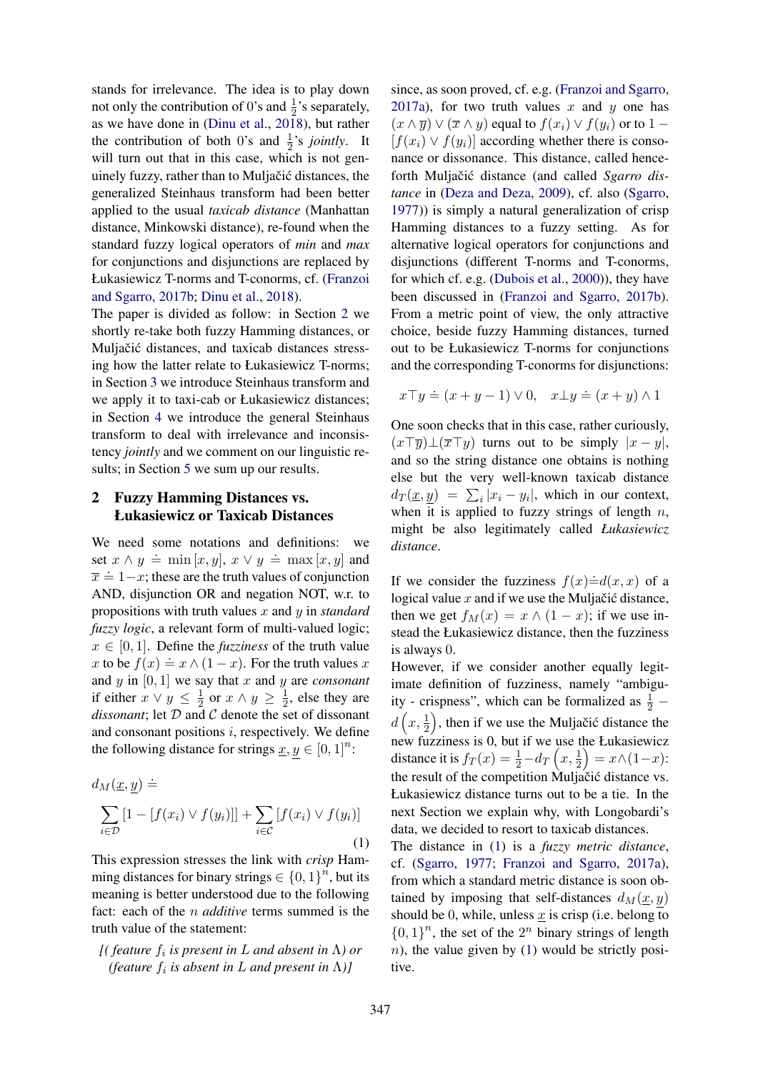stands for irrelevance. The idea is to play down not only the contribution of 0's and $\frac{1}{2}$'s separately, as we have done in (Dinu et al., 2018), but rather the contribution of both 0's and $\frac{1}{2}$'s *jointly*. It will turn out that in this case, which is not genuinely fuzzy, rather than to Muljačić distances, the generalized Steinhaus transform had been better applied to the usual *taxicab distance* (Manhattan distance, Minkowski distance), re-found when the standard fuzzy logical operators of *min* and *max* for conjunctions and disjunctions are replaced by Łukasiewicz T-norms and T-conorms, cf. (Franzoi and Sgarro, 2017b; Dinu et al., 2018).

The paper is divided as follow: in Section 2 we shortly re-take both fuzzy Hamming distances, or Muljačić distances, and taxicab distances stressing how the latter relate to Łukasiewicz T-norms; in Section 3 we introduce Steinhaus transform and we apply it to taxi-cab or Łukasiewicz distances; in Section 4 we introduce the general Steinhaus transform to deal with irrelevance and inconsistency *jointly* and we comment on our linguistic results; in Section 5 we sum up our results.

## 2 Fuzzy Hamming Distances vs. Łukasiewicz or Taxicab Distances

We need some notations and definitions: we set $x \wedge y \doteq \min[x, y]$, $x \vee y \doteq \max[x, y]$ and $\overline{x} \doteq 1-x$; these are the truth values of conjunction AND, disjunction OR and negation NOT, w.r.t. to propositions with truth values $x$ and $y$ in *standard fuzzy logic*, a relevant form of multi-valued logic; $x \in [0, 1]$. Define the *fuzziness* of the truth value $x$ to be $f(x) \doteq x \wedge (1 - x)$. For the truth values $x$ and $y$ in $[0, 1]$ we say that $x$ and $y$ are *consonant* if either $x \vee y \leq \frac{1}{2}$ or $x \wedge y \geq \frac{1}{2}$, else they are *dissonant*; let $\mathcal{D}$ and $\mathcal{C}$ denote the set of dissonant and consonant positions $i$, respectively. We define the following distance for strings $\underline{x}, \underline{y} \in [0, 1]^n$:

$$d_M(\underline{x}, \underline{y}) \doteq \sum_{i \in \mathcal{D}} [1 - [f(x_i) \vee f(y_i)]] + \sum_{i \in \mathcal{C}} [f(x_i) \vee f(y_i)] \tag{1}$$

This expression stresses the link with *crisp* Hamming distances for binary strings $\in \{0, 1\}^n$, but its meaning is better understood due to the following fact: each of the $n$ *additive* terms summed is the truth value of the statement:

*[( feature $f_i$ is present in $L$ and absent in $\Lambda$) or (feature $f_i$ is absent in $L$ and present in $\Lambda$)]*

since, as soon proved, cf. e.g. (Franzoi and Sgarro, 2017a), for two truth values $x$ and $y$ one has $(x \wedge \overline{y}) \vee (\overline{x} \wedge y)$ equal to $f(x_i) \vee f(y_i)$ or to $1 - [f(x_i) \vee f(y_i)]$ according whether there is consonance or dissonance. This distance, called henceforth Muljačić distance (and called *Sgarro distance* in (Deza and Deza, 2009), cf. also (Sgarro, 1977)) is simply a natural generalization of crisp Hamming distances to a fuzzy setting. As for alternative logical operators for conjunctions and disjunctions (different T-norms and T-conorms, for which cf. e.g. (Dubois et al., 2000)), they have been discussed in (Franzoi and Sgarro, 2017b). From a metric point of view, the only attractive choice, beside fuzzy Hamming distances, turned out to be Łukasiewicz T-norms for conjunctions and the corresponding T-conorms for disjunctions:

$$x \top y \doteq (x + y - 1) \vee 0, \quad x \bot y \doteq (x + y) \wedge 1$$

One soon checks that in this case, rather curiously, $(x \top \overline{y}) \bot (\overline{x} \top y)$ turns out to be simply $|x - y|$, and so the string distance one obtains is nothing else but the very well-known taxicab distance $d_T(\underline{x}, \underline{y}) = \sum_i |x_i - y_i|$, which in our context, when it is applied to fuzzy strings of length $n$, might be also legitimately called *Łukasiewicz distance*.

If we consider the fuzziness $f(x) \doteq d(x, x)$ of a logical value $x$ and if we use the Muljačić distance, then we get $f_M(x) = x \wedge (1 - x)$; if we use instead the Łukasiewicz distance, then the fuzziness is always 0.

However, if we consider another equally legitimate definition of fuzziness, namely "ambiguity - crispness", which can be formalized as $\frac{1}{2} - d\left(x, \frac{1}{2}\right)$, then if we use the Muljačić distance the new fuzziness is 0, but if we use the Łukasiewicz distance it is $f_T(x) = \frac{1}{2} - d_T\left(x, \frac{1}{2}\right) = x \wedge (1 - x)$: the result of the competition Muljačić distance vs. Łukasiewicz distance turns out to be a tie. In the next Section we explain why, with Longobardi's data, we decided to resort to taxicab distances.

The distance in (1) is a *fuzzy metric distance*, cf. (Sgarro, 1977; Franzoi and Sgarro, 2017a), from which a standard metric distance is soon obtained by imposing that self-distances $d_M(\underline{x}, \underline{y})$ should be 0, while, unless $\underline{x}$ is crisp (i.e. belong to $\{0, 1\}^n$, the set of the $2^n$ binary strings of length $n$), the value given by (1) would be strictly positive.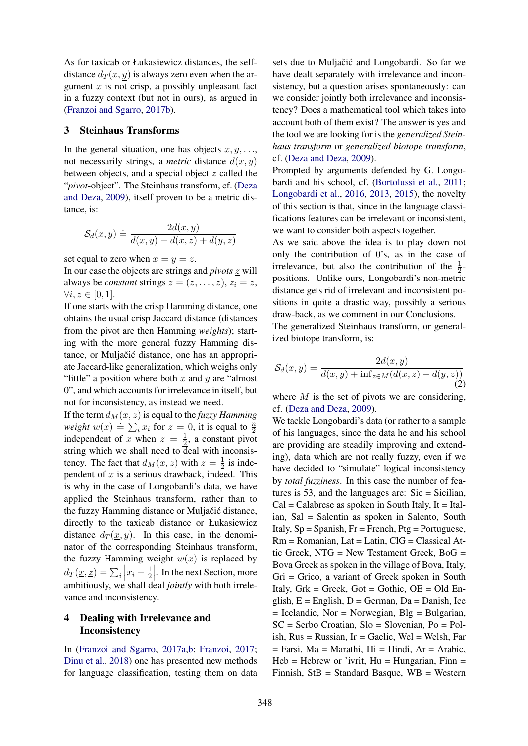As for taxicab or Łukasiewicz distances, the self-distance $d_T(\underline{x}, \underline{y})$ is always zero even when the argument $\underline{x}$ is not crisp, a possibly unpleasant fact in a fuzzy context (but not in ours), as argued in (Franzoi and Sgarro, 2017b).

## 3 Steinhaus Transforms

In the general situation, one has objects $x, y, \ldots$, not necessarily strings, a *metric* distance $d(x, y)$ between objects, and a special object $z$ called the "*pivot*-object". The Steinhaus transform, cf. (Deza and Deza, 2009), itself proven to be a metric distance, is:

$$\mathcal{S}_d(x, y) \doteq \frac{2d(x, y)}{d(x, y) + d(x, z) + d(y, z)}$$

set equal to zero when $x = y = z$.

In our case the objects are strings and *pivots* $\underline{z}$ will always be *constant* strings $\underline{z} = (z, \ldots, z)$, $z_i = z$, $\forall i, z \in [0, 1]$.

If one starts with the crisp Hamming distance, one obtains the usual crisp Jaccard distance (distances from the pivot are then Hamming *weights*); starting with the more general fuzzy Hamming distance, or Muljačić distance, one has an appropriate Jaccard-like generalization, which weighs only "little" a position where both $x$ and $y$ are "almost 0", and which accounts for irrelevance in itself, but not for inconsistency, as instead we need.

If the term $d_M(\underline{x}, \underline{z})$ is equal to the *fuzzy Hamming weight* $w(\underline{x}) \doteq \sum_i x_i$ for $\underline{z} = \underline{0}$, it is equal to $\frac{n}{2}$ independent of $\underline{x}$ when $\underline{z} = \frac{1}{2}$, a constant pivot string which we shall need to deal with inconsistency. The fact that $d_M(\underline{x}, \underline{z})$ with $\underline{z} = \frac{1}{2}$ is independent of $\underline{x}$ is a serious drawback, indeed. This is why in the case of Longobardi's data, we have applied the Steinhaus transform, rather than to the fuzzy Hamming distance or Muljačić distance, directly to the taxicab distance or Łukasiewicz distance $d_T(\underline{x}, \underline{y})$. In this case, in the denominator of the corresponding Steinhaus transform, the fuzzy Hamming weight $w(\underline{x})$ is replaced by $d_T(\underline{x}, \underline{z}) = \sum_i \left| x_i - \frac{1}{2} \right|$. In the next Section, more ambitiously, we shall deal *jointly* with both irrelevance and inconsistency.

## 4 Dealing with Irrelevance and Inconsistency

In (Franzoi and Sgarro, 2017a,b; Franzoi, 2017; Dinu et al., 2018) one has presented new methods for language classification, testing them on data sets due to Muljačić and Longobardi. So far we have dealt separately with irrelevance and inconsistency, but a question arises spontaneously: can we consider jointly both irrelevance and inconsistency? Does a mathematical tool which takes into account both of them exist? The answer is yes and the tool we are looking for is the *generalized Steinhaus transform* or *generalized biotope transform*, cf. (Deza and Deza, 2009).

Prompted by arguments defended by G. Longobardi and his school, cf. (Bortolussi et al., 2011; Longobardi et al., 2016, 2013, 2015), the novelty of this section is that, since in the language classifications features can be irrelevant or inconsistent, we want to consider both aspects together.

As we said above the idea is to play down not only the contribution of 0's, as in the case of irrelevance, but also the contribution of the $\frac{1}{2}$-positions. Unlike ours, Longobardi's non-metric distance gets rid of irrelevant and inconsistent positions in quite a drastic way, possibly a serious draw-back, as we comment in our Conclusions.

The generalized Steinhaus transform, or generalized biotope transform, is:

$$\mathcal{S}_d(x, y) = \frac{2d(x, y)}{d(x, y) + \inf_{z \in M}(d(x, z) + d(y, z))} \quad (2)$$

where $M$ is the set of pivots we are considering, cf. (Deza and Deza, 2009).

We tackle Longobardi's data (or rather to a sample of his languages, since the data he and his school are providing are steadily improving and extending), data which are not really fuzzy, even if we have decided to "simulate" logical inconsistency by *total fuzziness*. In this case the number of features is 53, and the languages are: Sic = Sicilian, Cal = Calabrese as spoken in South Italy, It = Italian, Sal = Salentin as spoken in Salento, South Italy, Sp = Spanish, Fr = French, Ptg = Portuguese, Rm = Romanian, Lat = Latin, ClG = Classical Attic Greek, NTG = New Testament Greek, BoG = Bova Greek as spoken in the village of Bova, Italy, Gri = Grico, a variant of Greek spoken in South Italy, Grk = Greek, Got = Gothic, OE = Old English, E = English, D = German, Da = Danish, Ice = Icelandic, Nor = Norwegian, Blg = Bulgarian, SC = Serbo Croatian, Slo = Slovenian, Po = Polish, Rus = Russian, Ir = Gaelic, Wel = Welsh, Far = Farsi, Ma = Marathi, Hi = Hindi, Ar = Arabic, Heb = Hebrew or 'ivrit, Hu = Hungarian, Finn = Finnish, StB = Standard Basque, WB = Western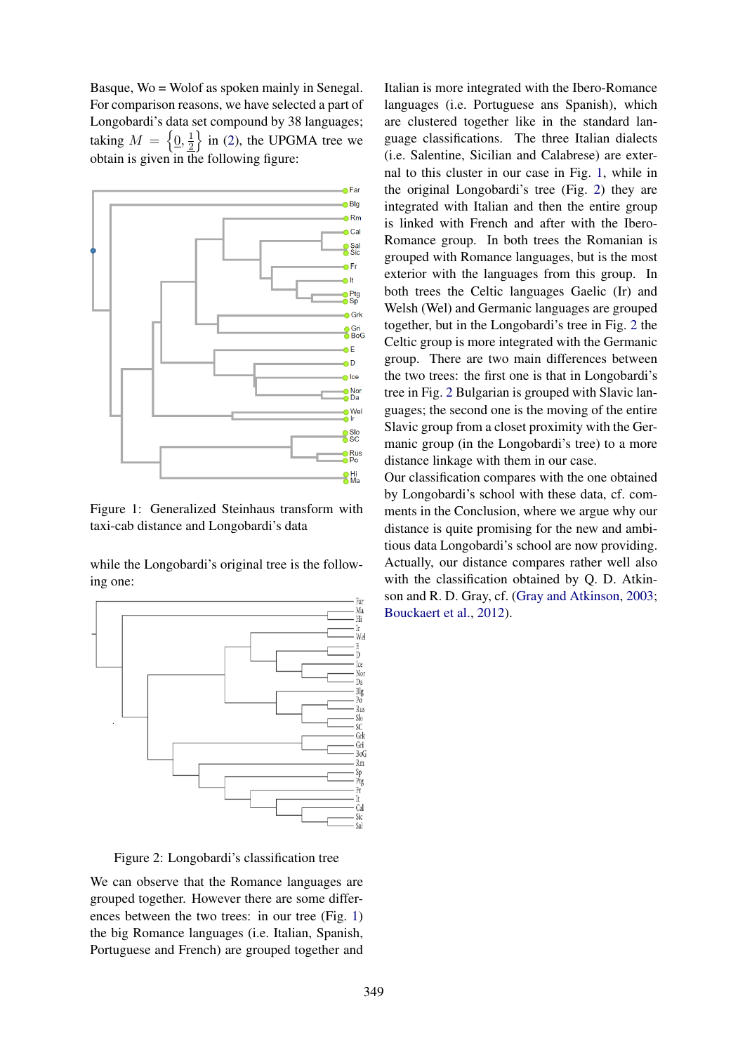Basque, Wo = Wolof as spoken mainly in Senegal. For comparison reasons, we have selected a part of Longobardi's data set compound by 38 languages; taking $M = \left\{0, \frac{1}{2}\right\}$ in (2), the UPGMA tree we obtain is given in the following figure:

Figure 1: Generalized Steinhaus transform with taxi-cab distance and Longobardi's data

while the Longobardi's original tree is the following one:

Figure 2: Longobardi's classification tree

We can observe that the Romance languages are grouped together. However there are some differences between the two trees: in our tree (Fig. 1) the big Romance languages (i.e. Italian, Spanish, Portuguese and French) are grouped together and Italian is more integrated with the Ibero-Romance languages (i.e. Portuguese ans Spanish), which are clustered together like in the standard language classifications. The three Italian dialects (i.e. Salentine, Sicilian and Calabrese) are external to this cluster in our case in Fig. 1, while in the original Longobardi's tree (Fig. 2) they are integrated with Italian and then the entire group is linked with French and after with the Ibero-Romance group. In both trees the Romanian is grouped with Romance languages, but is the most exterior with the languages from this group. In both trees the Celtic languages Gaelic (Ir) and Welsh (Wel) and Germanic languages are grouped together, but in the Longobardi's tree in Fig. 2 the Celtic group is more integrated with the Germanic group. There are two main differences between the two trees: the first one is that in Longobardi's tree in Fig. 2 Bulgarian is grouped with Slavic languages; the second one is the moving of the entire Slavic group from a closet proximity with the Germanic group (in the Longobardi's tree) to a more distance linkage with them in our case.

Our classification compares with the one obtained by Longobardi's school with these data, cf. comments in the Conclusion, where we argue why our distance is quite promising for the new and ambitious data Longobardi's school are now providing. Actually, our distance compares rather well also with the classification obtained by Q. D. Atkinson and R. D. Gray, cf. (Gray and Atkinson, 2003; Bouckaert et al., 2012).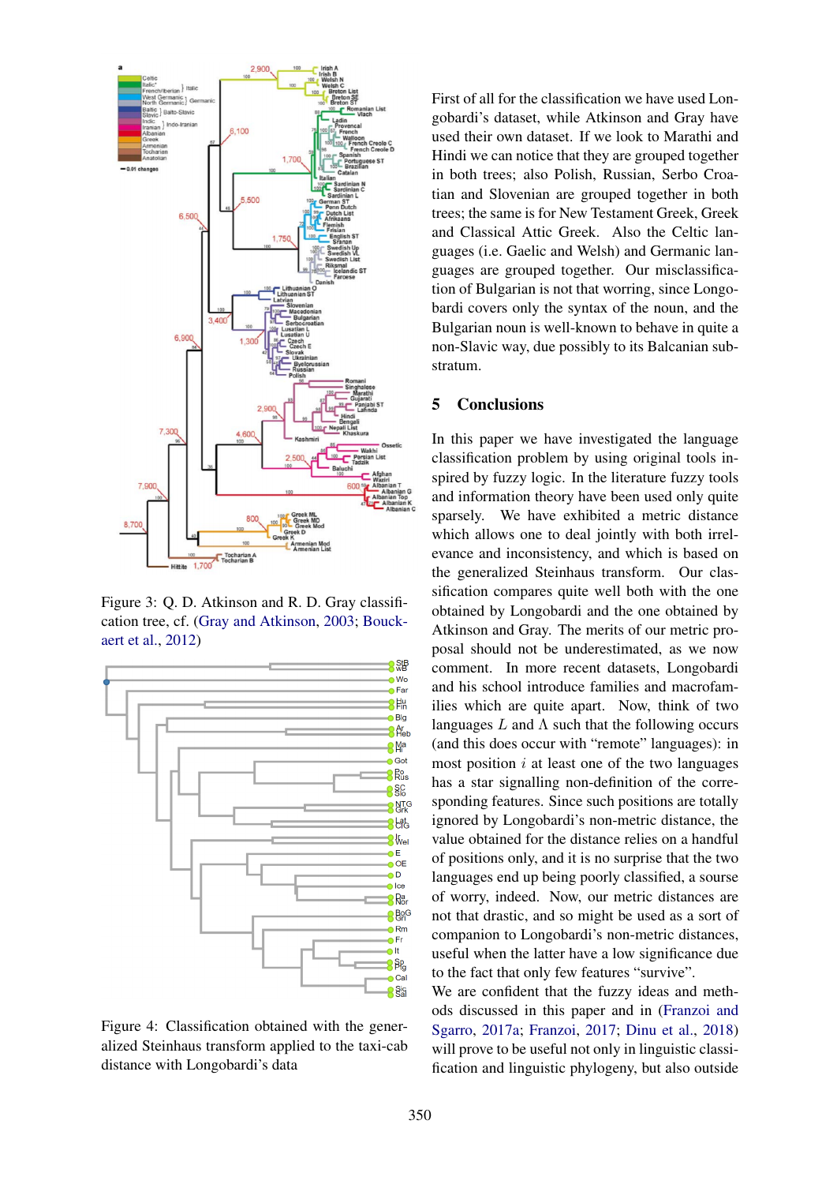Figure 3: Q. D. Atkinson and R. D. Gray classification tree, cf. (Gray and Atkinson, 2003; Bouckaert et al., 2012)

Figure 4: Classification obtained with the generalized Steinhaus transform applied to the taxi-cab distance with Longobardi's data

First of all for the classification we have used Longobardi's dataset, while Atkinson and Gray have used their own dataset. If we look to Marathi and Hindi we can notice that they are grouped together in both trees; also Polish, Russian, Serbo Croatian and Slovenian are grouped together in both trees; the same is for New Testament Greek, Greek and Classical Attic Greek. Also the Celtic languages (i.e. Gaelic and Welsh) and Germanic languages are grouped together. Our misclassification of Bulgarian is not that worring, since Longobardi covers only the syntax of the noun, and the Bulgarian noun is well-known to behave in quite a non-Slavic way, due possibly to its Balcanian substratum.

## 5 Conclusions

In this paper we have investigated the language classification problem by using original tools inspired by fuzzy logic. In the literature fuzzy tools and information theory have been used only quite sparsely. We have exhibited a metric distance which allows one to deal jointly with both irrelevance and inconsistency, and which is based on the generalized Steinhaus transform. Our classification compares quite well both with the one obtained by Longobardi and the one obtained by Atkinson and Gray. The merits of our metric proposal should not be underestimated, as we now comment. In more recent datasets, Longobardi and his school introduce families and macrofamilies which are quite apart. Now, think of two languages $L$ and $\Lambda$ such that the following occurs (and this does occur with "remote" languages): in most position $i$ at least one of the two languages has a star signalling non-definition of the corresponding features. Since such positions are totally ignored by Longobardi's non-metric distance, the value obtained for the distance relies on a handful of positions only, and it is no surprise that the two languages end up being poorly classified, a sourse of worry, indeed. Now, our metric distances are not that drastic, and so might be used as a sort of companion to Longobardi's non-metric distances, useful when the latter have a low significance due to the fact that only few features "survive".

We are confident that the fuzzy ideas and methods discussed in this paper and in (Franzoi and Sgarro, 2017a; Franzoi, 2017; Dinu et al., 2018) will prove to be useful not only in linguistic classification and linguistic phylogeny, but also outside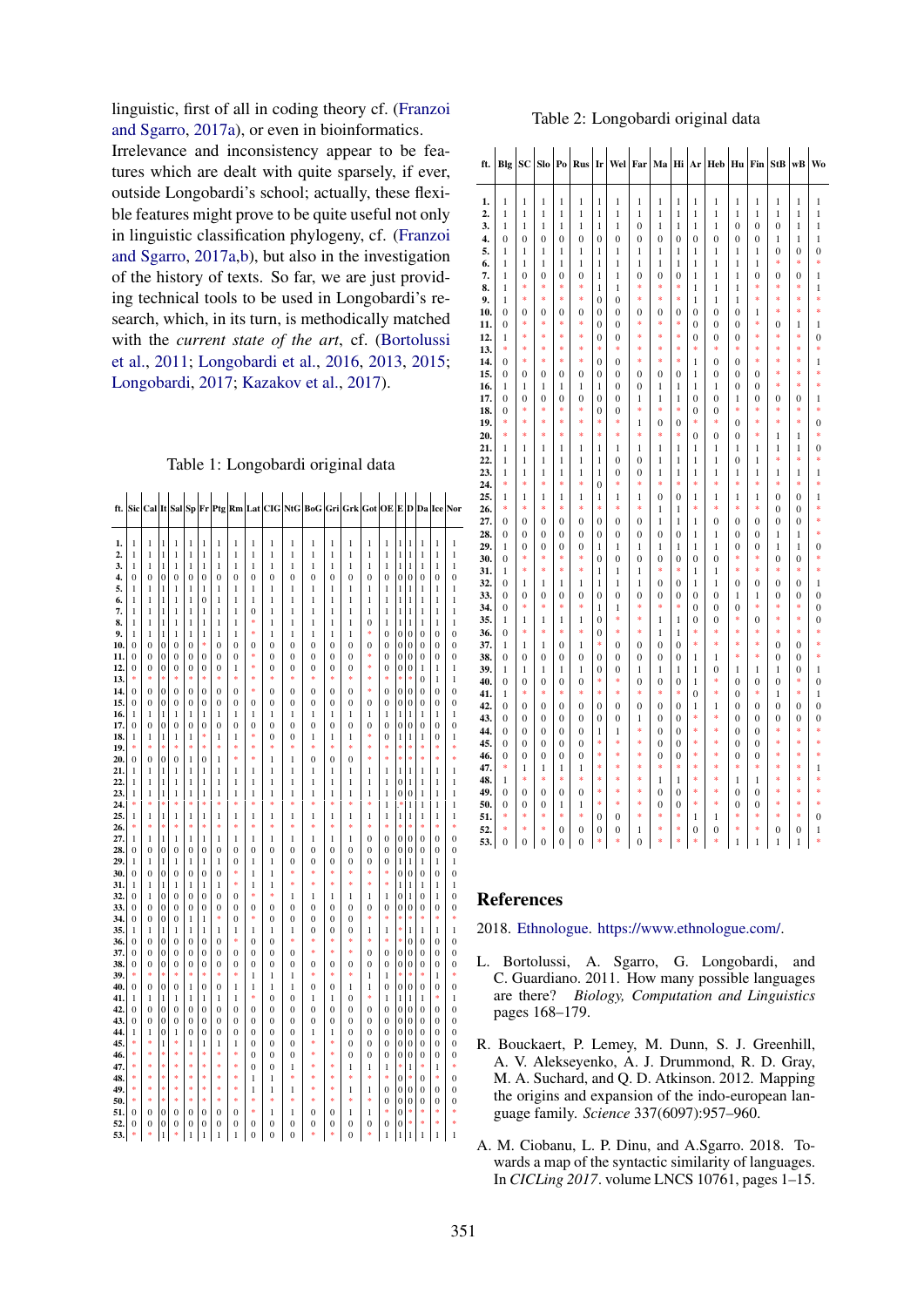linguistic, first of all in coding theory cf. (Franzoi and Sgarro, 2017a), or even in bioinformatics.

Irrelevance and inconsistency appear to be features which are dealt with quite sparsely, if ever, outside Longobardi's school; actually, these flexible features might prove to be quite useful not only in linguistic classification phylogeny, cf. (Franzoi and Sgarro, 2017a,b), but also in the investigation of the history of texts. So far, we are just providing technical tools to be used in Longobardi's research, which, in its turn, is methodically matched with the *current state of the art*, cf. (Bortolussi et al., 2011; Longobardi et al., 2016, 2013, 2015; Longobardi, 2017; Kazakov et al., 2017).

Table 1: Longobardi original data

| ft. | Sic | Cal | It | Sal | Sp | Fr | Ptg | Rm | Lat | ClG | NtG | BoG | Gri | Grk | Got | OE | E | D | Da | Ice | Nor |
|---|---|---|---|---|---|---|---|---|---|---|---|---|---|---|---|---|---|---|---|---|---|
| 1. | 1 | 1 | 1 | 1 | 1 | 1 | 1 | 1 | 1 | 1 | 1 | 1 | 1 | 1 | 1 | 1 | 1 | 1 | 1 | 1 | 1 |
| 2. | 1 | 1 | 1 | 1 | 1 | 1 | 1 | 1 | 1 | 1 | 1 | 1 | 1 | 1 | 1 | 1 | 1 | 1 | 1 | 1 | 1 |
| 3. | 1 | 1 | 1 | 1 | 1 | 1 | 1 | 1 | 1 | 1 | 1 | 1 | 1 | 1 | 1 | 1 | 1 | 1 | 1 | 1 | 1 |
| 4. | 0 | 0 | 0 | 0 | 0 | 0 | 0 | 0 | 0 | 0 | 0 | 0 | 0 | 0 | 0 | 0 | 0 | 0 | 0 | 0 | 0 |
| 5. | 1 | 1 | 1 | 1 | 1 | 1 | 1 | 1 | 1 | 1 | 1 | 1 | 1 | 1 | 1 | 1 | 1 | 1 | 1 | 1 | 1 |
| 6. | 1 | 1 | 1 | 1 | 1 | 0 | 1 | 1 | 1 | 1 | 1 | 1 | 1 | 1 | 1 | 1 | 1 | 1 | 1 | 1 | 1 |
| 7. | 1 | 1 | 1 | 1 | 1 | 1 | 1 | 1 | 0 | 1 | 1 | 1 | 1 | 1 | 1 | 1 | 1 | 1 | 1 | 1 | 1 |
| 8. | 1 | 1 | 1 | 1 | 1 | 1 | 1 | 1 | * | 1 | 1 | 1 | 1 | 1 | 0 | 1 | 1 | 1 | 1 | 1 | 1 |
| 9. | 1 | 1 | 1 | 1 | 1 | 1 | 1 | 1 | * | 1 | 1 | 1 | 1 | 1 | * | 1 | 1 | 1 | 1 | 1 | 1 |
| 10. | 0 | 0 | 0 | 0 | 0 | * | 0 | 0 | * | 0 | 0 | 0 | 0 | 0 | 0 | 0 | 0 | 0 | 0 | 0 | 0 |
| 11. | 0 | 0 | 0 | 0 | 0 | 0 | 0 | 0 | * | 0 | 0 | 0 | 0 | 0 | * | 0 | 0 | 0 | 0 | 0 | 0 |
| 12. | 0 | 0 | 0 | 0 | 0 | 0 | 0 | 1 | * | 0 | 0 | 0 | 0 | 0 | * | 0 | 0 | 0 | 1 | 1 | 1 |
| 13. | * | * | * | * | * | * | * | * | * | * | * | * | * | * | * | * | * | * | 0 | 1 | 1 |
| 14. | 0 | 0 | 0 | 0 | 0 | 0 | 0 | 0 | 0 | 0 | 0 | 0 | 0 | 0 | * | 0 | 0 | 0 | 0 | 0 | 0 |
| 15. | 0 | 0 | 0 | 0 | 0 | 0 | 0 | 0 | 0 | 0 | 0 | 0 | 0 | 0 | 0 | 0 | 0 | 0 | 0 | 0 | 0 |
| 16. | 1 | 1 | 1 | 1 | 1 | 1 | 1 | 1 | 1 | 1 | 1 | 1 | 1 | 1 | 1 | 1 | 1 | 1 | 1 | 1 | 1 |
| 17. | 0 | 0 | 0 | 0 | 0 | 0 | 0 | 0 | 0 | 0 | 0 | 0 | 1 | 0 | 0 | 0 | 0 | 0 | 0 | 1 | 0 |
| 18. | 1 | 1 | 1 | 1 | 1 | * | 1 | 1 | * | 0 | 0 | * | 1 | 1 | * | 0 | 1 | 1 | 1 | 0 | 1 |
| 19. | 1 | * | * | * | * | * | * | * | * | * | * | * | * | * | * | * | * | * | * | * | * |
| 20. | 0 | 0 | 0 | 0 | 1 | 0 | 1 | * | * | 1 | 1 | 0 | 0 | 0 | * | * | * | * | * | * | * |
| 21. | 1 | 1 | 1 | 1 | 1 | 1 | 1 | 1 | 1 | 1 | 1 | 1 | 1 | 1 | 1 | 1 | 1 | 1 | 1 | 1 | 1 |
| 22. | 1 | 1 | 1 | 1 | 1 | 1 | 1 | 1 | 1 | 1 | 1 | 1 | 1 | 1 | 1 | 1 | 1 | 1 | 1 | 1 | 1 |
| 23. | 1 | 1 | 1 | 1 | 1 | 1 | 1 | 1 | 1 | 1 | 1 | 1 | 1 | 1 | 1 | 1 | 0 | 0 | 1 | 1 | 1 |
| 24. | * | * | * | * | * | * | * | * | * | * | * | * | * | * | * | 1 | * | 1 | 1 | 1 | 1 |
| 25. | 1 | 1 | 1 | 1 | 1 | 1 | 1 | 1 | * | 1 | 1 | 1 | 1 | 1 | 1 | 1 | 1 | 1 | 1 | 1 | 1 |
| 26. | * | * | * | * | * | * | * | * | * | * | * | * | * | * | * | * | * | * | * | * | * |
| 27. | 1 | 1 | 1 | 1 | 1 | 1 | 1 | 1 | 1 | 1 | 1 | 1 | 1 | 1 | 0 | 0 | 0 | 0 | 0 | 0 | 0 |
| 28. | 0 | 0 | 0 | 0 | 0 | 0 | 0 | 0 | 0 | 0 | 0 | 0 | 0 | 0 | 0 | 0 | 0 | 0 | 0 | 0 | 0 |
| 29. | 1 | 1 | 1 | 1 | 1 | 1 | 1 | 0 | 1 | 1 | 0 | 0 | 0 | 0 | 0 | 1 | 1 | 1 | 1 | 1 | 1 |
| 30. | 0 | 0 | 0 | 0 | 0 | 0 | 0 | 0 | * | 1 | 1 | * | * | * | * | 0 | 0 | 0 | 0 | 0 | 0 |
| 31. | 1 | 1 | 1 | 1 | 1 | 1 | 1 | 1 | * | 1 | 1 | * | * | * | * | 1 | 1 | 1 | 1 | 1 | 1 |
| 32. | 0 | 1 | 0 | 0 | 0 | 0 | 0 | 0 | * | * | 1 | 1 | 1 | 1 | 1 | 0 | 1 | 0 | 1 | 0 | 0 |
| 33. | 0 | 0 | 0 | 0 | 0 | 0 | 0 | 0 | 0 | 0 | 0 | 0 | 0 | 0 | 0 | 0 | 0 | 0 | 0 | 0 | 0 |
| 34. | 0 | 0 | 0 | 0 | 1 | 1 | * | 0 | 0 | 0 | 0 | 0 | 0 | 0 | * | * | * | * | * | * | * |
| 35. | 1 | 1 | 1 | 1 | 1 | 1 | 1 | 1 | 1 | 1 | 1 | 1 | 0 | 0 | 1 | 1 | * | 1 | 1 | 1 | 1 |
| 36. | 0 | 0 | 0 | 0 | 0 | 0 | 0 | 0 | * | 0 | 0 | * | * | * | * | * | * | * | 0 | 0 | 0 |
| 37. | 0 | 0 | 0 | 0 | 0 | 0 | 0 | 0 | 0 | 0 | 0 | 0 | * | * | 0 | 0 | 0 | 0 | 0 | 0 | 0 |
| 38. | 0 | 0 | 0 | 0 | 0 | 0 | 0 | 0 | 0 | 0 | 0 | * | 0 | 0 | 0 | 0 | 0 | 0 | 0 | 0 | 0 |
| 39. | * | * | * | * | * | * | * | * | * | 1 | 1 | 1 | * | * | 1 | 1 | * | * | * | 1 | * |
| 40. | 0 | 0 | 0 | 1 | 0 | 0 | 1 | 0 | 0 | 0 | 0 | 0 | 0 | 1 | 1 | 1 | 0 | 0 | 0 | 0 | 0 |
| 41. | 1 | 1 | 1 | 1 | 1 | 1 | 1 | 1 | * | 0 | 0 | 1 | 1 | 0 | 0 | 1 | 1 | 1 | 0 | 0 | 1 |
| 42. | 0 | 0 | 0 | 0 | 0 | 0 | 0 | 0 | 0 | 0 | 0 | 0 | 0 | 0 | 0 | 0 | 0 | 0 | 0 | 0 | 0 |
| 43. | 0 | 0 | 0 | 0 | 0 | 0 | 0 | 0 | 0 | 0 | 0 | 0 | 0 | 0 | 0 | 0 | 0 | 0 | 0 | 0 | 0 |
| 44. | 1 | 1 | 1 | 0 | 1 | 0 | 0 | 0 | 0 | 0 | 0 | 1 | 1 | 0 | 0 | 0 | 0 | 0 | 0 | 0 | 0 |
| 45. | * | 1 | 1 | * | 1 | 1 | 1 | 1 | 0 | 0 | 0 | 0 | * | 0 | 0 | 0 | 0 | 0 | 0 | 0 | 0 |
| 46. | * | * | * | * | * | * | * | * | 0 | 0 | 0 | * | * | 0 | 0 | 0 | 0 | 0 | 0 | 0 | 0 |
| 47. | * | * | * | * | * | * | * | * | * | 0 | 1 | * | * | 1 | 1 | 1 | 1 | * | 1 | * | 1 |
| 48. | * | * | * | * | * | * | * | * | 1 | 1 | 1 | * | * | * | * | * | * | * | 0 | * | 0 |
| 49. | * | * | * | * | * | * | * | * | 1 | 1 | 1 | * | * | 1 | 1 | 0 | 0 | 0 | 0 | 0 | 0 |
| 50. | * | * | * | * | * | * | * | * | * | * | * | * | * | * | 0 | 0 | 0 | 0 | 0 | 0 | 0 |
| 51. | 0 | 0 | 0 | 0 | 0 | 0 | 0 | 0 | * | 1 | 1 | 0 | 1 | 1 | * | 0 | * | 0 | * | * | * |
| 52. | 0 | 0 | 0 | 0 | 0 | 0 | 0 | 0 | 0 | 0 | 0 | 0 | 0 | 0 | 0 | 0 | 0 | 0 | * | * | * |
| 53. | * | * | 1 | * | 1 | 1 | 1 | 1 | 0 | 0 | 0 | * | 0 | * | 1 | 1 | 1 | 1 | 1 | 1 | 1 |

Table 2: Longobardi original data

| ft. | Blg | SC | Slo | Po | Rus | Ir | Wel | Far | Ma | Hi | Ar | Heb | Hu | Fin | StB | wB | Wo |
|---|---|---|---|---|---|---|---|---|---|---|---|---|---|---|---|---|---|
| 1. | 1 | 1 | 1 | 1 | 1 | 1 | 1 | 1 | 1 | 1 | 1 | 1 | 1 | 1 | 1 | 1 | 1 |
| 2. | 1 | 1 | 1 | 1 | 1 | 1 | 1 | 1 | 1 | 1 | 1 | 1 | 1 | 1 | 1 | 1 | 1 |
| 3. | 1 | 1 | 1 | 1 | 1 | 1 | 1 | 0 | 1 | 1 | 1 | 1 | 0 | 0 | 0 | 1 | 1 |
| 4. | 0 | 0 | 0 | 0 | 0 | 0 | 0 | 0 | 0 | 0 | 0 | 0 | 0 | 0 | 1 | 1 | 1 |
| 5. | 1 | 1 | 1 | 1 | 1 | 1 | 1 | 1 | 1 | 1 | 1 | 1 | 1 | 1 | 0 | 0 | 0 |
| 6. | 1 | 1 | 1 | 1 | 1 | 1 | 1 | 1 | 1 | 1 | 1 | 1 | 1 | 1 | * | * | * |
| 7. | 1 | 0 | 0 | 0 | 0 | 1 | 1 | 0 | 0 | 0 | 1 | 1 | 1 | 0 | 0 | 0 | 1 |
| 8. | 1 | * | * | * | * | 1 | 1 | * | * | * | 1 | 1 | 1 | * | * | * | 1 |
| 9. | 1 | * | * | * | * | 0 | 0 | * | * | * | 1 | 1 | 1 | * | * | * | * |
| 10. | 0 | 0 | 0 | 0 | 0 | 0 | 0 | 0 | 0 | 0 | 0 | 0 | 0 | 1 | * | * | * |
| 11. | 0 | * | * | * | * | 0 | 0 | * | * | * | 0 | 0 | 0 | * | 0 | 1 | 1 |
| 12. | 1 | * | * | * | * | 0 | 0 | * | * | * | 0 | 0 | 0 | * | * | * | 0 |
| 13. | * | * | * | * | * | * | * | * | * | * | * | * | * | * | * | * | * |
| 14. | 0 | * | * | * | * | 0 | 0 | * | * | * | 1 | 0 | 0 | * | * | * | 1 |
| 15. | 0 | 0 | 0 | 0 | 0 | 0 | 0 | 0 | 0 | 0 | 1 | 0 | 0 | 0 | * | * | * |
| 16. | 1 | 1 | 1 | 1 | 1 | 1 | 0 | 0 | 1 | 1 | 1 | 1 | 0 | 0 | * | * | * |
| 17. | 0 | 0 | 0 | 0 | 0 | 0 | 0 | 1 | 1 | 1 | 0 | 0 | 1 | 0 | 0 | 0 | 1 |
| 18. | 0 | * | * | * | * | 0 | 0 | * | * | * | 0 | 0 | 0 | * | * | * | * |
| 19. | * | * | * | * | * | * | * | 1 | 0 | 0 | * | * | 0 | * | * | * | 0 |
| 20. | * | * | * | * | * | * | * | * | * | * | 0 | 0 | 0 | * | 1 | 1 | * |
| 21. | 1 | 1 | 1 | 1 | 1 | 1 | 1 | 1 | 1 | 1 | 1 | 1 | 1 | 1 | 1 | 1 | 0 |
| 22. | 1 | 1 | 1 | 1 | 1 | 1 | 0 | 0 | 1 | 1 | 1 | 1 | 0 | 1 | * | * | * |
| 23. | 1 | 1 | 1 | 1 | 1 | 1 | 0 | 0 | 1 | 1 | 1 | 1 | 1 | 1 | 1 | 1 | 1 |
| 24. | * | * | * | * | * | 0 | * | * | * | * | * | * | * | * | * | * | * |
| 25. | 1 | 1 | 1 | 1 | 1 | 1 | 1 | 1 | 0 | 0 | 1 | 1 | 1 | 1 | 0 | 0 | 1 |
| 26. | * | * | * | * | * | * | * | * | 1 | 1 | * | * | * | * | 0 | 0 | * |
| 27. | 0 | 0 | 0 | 0 | 0 | 0 | 0 | 0 | 1 | 1 | 1 | 0 | 0 | 0 | 0 | 0 | * |
| 28. | 0 | 0 | 0 | 0 | 0 | 0 | 0 | 0 | 0 | 0 | 1 | 1 | 0 | 0 | 1 | 1 | * |
| 29. | 1 | 0 | 0 | 0 | 0 | 1 | 1 | 1 | 1 | 1 | 1 | 1 | 0 | 0 | 1 | 1 | 0 |
| 30. | 0 | * | * | * | * | 0 | 0 | 0 | 0 | 0 | 0 | 0 | * | * | 0 | 0 | * |
| 31. | 1 | * | * | * | * | 1 | 1 | 1 | * | * | 1 | 1 | * | * | * | * | * |
| 32. | 0 | 1 | 1 | 1 | 1 | 1 | 1 | 1 | 0 | 0 | 1 | 1 | 0 | 0 | 0 | 0 | 1 |
| 33. | 0 | 0 | 0 | 0 | 0 | 0 | 0 | 0 | 0 | 0 | 0 | 0 | 1 | 1 | 0 | 0 | 0 |
| 34. | 0 | * | * | * | * | 1 | 1 | * | * | * | 0 | 0 | 0 | * | 0 | 0 | 0 |
| 35. | 1 | 1 | 1 | 1 | 1 | 0 | * | * | 1 | 1 | 0 | 0 | * | 0 | * | * | 0 |
| 36. | 0 | * | * | * | * | 0 | * | * | 1 | 1 | * | * | * | * | * | * | * |
| 37. | 1 | 1 | 1 | 0 | 1 | * | 0 | 0 | 0 | 0 | * | * | * | * | 0 | 0 | * |
| 38. | 0 | 0 | 0 | 0 | 0 | 0 | 0 | 0 | 0 | 0 | 1 | 1 | * | * | 0 | 0 | * |
| 39. | 1 | 1 | 1 | 1 | 1 | 0 | 0 | 1 | 1 | 1 | 1 | 0 | 1 | 1 | 1 | 0 | 1 |
| 40. | 0 | 0 | 0 | 0 | 0 | * | * | 0 | 0 | 0 | 1 | * | 0 | 0 | 0 | * | 0 |
| 41. | * | * | * | * | * | * | * | * | * | * | 0 | * | 0 | * | 1 | * | 1 |
| 42. | 0 | 0 | 0 | 0 | 0 | 0 | 0 | 0 | 0 | 0 | 1 | 1 | 0 | 0 | 0 | 0 | 0 |
| 43. | 0 | 0 | 0 | 0 | 0 | 0 | 0 | 1 | 0 | 0 | * | * | 0 | 0 | 0 | 0 | 0 |
| 44. | 0 | 0 | 0 | 0 | 1 | 1 | 1 | * | 0 | 0 | * | * | 0 | 0 | * | * | * |
| 45. | 0 | 0 | 0 | 0 | 0 | * | * | * | 0 | 0 | * | * | 0 | 0 | * | * | * |
| 46. | 0 | 0 | 0 | 0 | 0 | * | * | * | 0 | 0 | * | * | 0 | 0 | * | * | * |
| 47. | * | 1 | 1 | 1 | 1 | * | * | * | * | * | * | * | * | * | * | * | 1 |
| 48. | 1 | * | * | * | * | * | * | * | 1 | 1 | * | * | 1 | 1 | * | * | * |
| 49. | 0 | 0 | 0 | 0 | 0 | * | * | * | 0 | 0 | * | * | 0 | 0 | * | * | * |
| 50. | 0 | 0 | 0 | 1 | 1 | * | * | * | 0 | 0 | * | * | 0 | 0 | * | * | * |
| 51. | * | * | * | * | * | 0 | 0 | * | * | * | 1 | 1 | * | * | * | * | 0 |
| 52. | * | * | * | 0 | 0 | 0 | 0 | 1 | * | * | 0 | 0 | * | * | 0 | 0 | 1 |
| 53. | 0 | 0 | 0 | 0 | 0 | * | * | 0 | * | * | * | * | 1 | 1 | 1 | 1 | * |

## References

2018. Ethnologue. https://www.ethnologue.com/.

L. Bortolussi, A. Sgarro, G. Longobardi, and C. Guardiano. 2011. How many possible languages are there? *Biology, Computation and Linguistics* pages 168–179.

R. Bouckaert, P. Lemey, M. Dunn, S. J. Greenhill, A. V. Alekseyenko, A. J. Drummond, R. D. Gray, M. A. Suchard, and Q. D. Atkinson. 2012. Mapping the origins and expansion of the indo-european language family. *Science* 337(6097):957–960.

A. M. Ciobanu, L. P. Dinu, and A.Sgarro. 2018. Towards a map of the syntactic similarity of languages. In *CICLing 2017*. volume LNCS 10761, pages 1–15.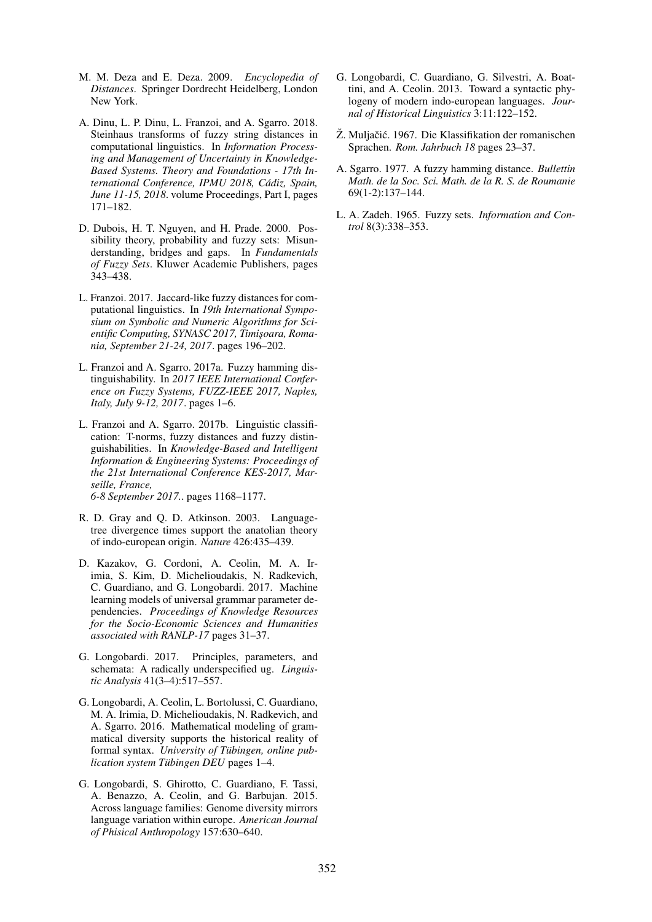M. M. Deza and E. Deza. 2009. *Encyclopedia of Distances*. Springer Dordrecht Heidelberg, London New York.

A. Dinu, L. P. Dinu, L. Franzoi, and A. Sgarro. 2018. Steinhaus transforms of fuzzy string distances in computational linguistics. In *Information Processing and Management of Uncertainty in Knowledge-Based Systems. Theory and Foundations - 17th International Conference, IPMU 2018, Cádiz, Spain, June 11-15, 2018*. volume Proceedings, Part I, pages 171–182.

D. Dubois, H. T. Nguyen, and H. Prade. 2000. Possibility theory, probability and fuzzy sets: Misunderstanding, bridges and gaps. In *Fundamentals of Fuzzy Sets*. Kluwer Academic Publishers, pages 343–438.

L. Franzoi. 2017. Jaccard-like fuzzy distances for computational linguistics. In *19th International Symposium on Symbolic and Numeric Algorithms for Scientific Computing, SYNASC 2017, Timişoara, Romania, September 21-24, 2017*. pages 196–202.

L. Franzoi and A. Sgarro. 2017a. Fuzzy hamming distinguishability. In *2017 IEEE International Conference on Fuzzy Systems, FUZZ-IEEE 2017, Naples, Italy, July 9-12, 2017*. pages 1–6.

L. Franzoi and A. Sgarro. 2017b. Linguistic classification: T-norms, fuzzy distances and fuzzy distinguishabilities. In *Knowledge-Based and Intelligent Information & Engineering Systems: Proceedings of the 21st International Conference KES-2017, Marseille, France, 6-8 September 2017.*. pages 1168–1177.

R. D. Gray and Q. D. Atkinson. 2003. Language-tree divergence times support the anatolian theory of indo-european origin. *Nature* 426:435–439.

D. Kazakov, G. Cordoni, A. Ceolin, M. A. Irimia, S. Kim, D. Michelioudakis, N. Radkevich, C. Guardiano, and G. Longobardi. 2017. Machine learning models of universal grammar parameter dependencies. *Proceedings of Knowledge Resources for the Socio-Economic Sciences and Humanities associated with RANLP-17* pages 31–37.

G. Longobardi. 2017. Principles, parameters, and schemata: A radically underspecified ug. *Linguistic Analysis* 41(3–4):517–557.

G. Longobardi, A. Ceolin, L. Bortolussi, C. Guardiano, M. A. Irimia, D. Michelioudakis, N. Radkevich, and A. Sgarro. 2016. Mathematical modeling of grammatical diversity supports the historical reality of formal syntax. *University of Tübingen, online publication system Tübingen DEU* pages 1–4.

G. Longobardi, S. Ghirotto, C. Guardiano, F. Tassi, A. Benazzo, A. Ceolin, and G. Barbujan. 2015. Across language families: Genome diversity mirrors language variation within europe. *American Journal of Phisical Anthropology* 157:630–640.

G. Longobardi, C. Guardiano, G. Silvestri, A. Boattini, and A. Ceolin. 2013. Toward a syntactic phylogeny of modern indo-european languages. *Journal of Historical Linguistics* 3:11:122–152.

Ž. Muljačić. 1967. Die Klassifikation der romanischen Sprachen. *Rom. Jahrbuch 18* pages 23–37.

A. Sgarro. 1977. A fuzzy hamming distance. *Bullettin Math. de la Soc. Sci. Math. de la R. S. de Roumanie* 69(1-2):137–144.

L. A. Zadeh. 1965. Fuzzy sets. *Information and Control* 8(3):338–353.